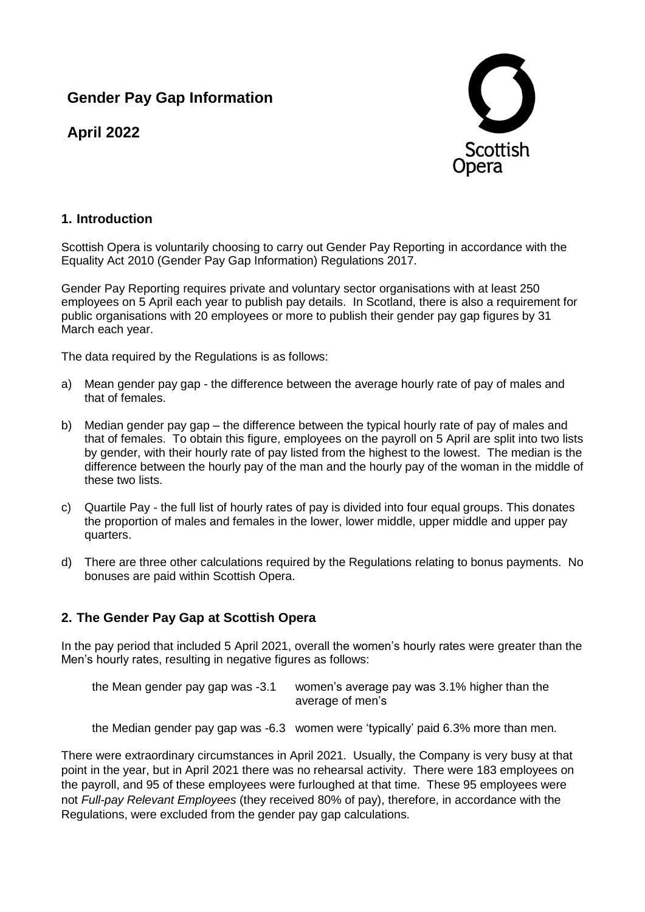# Gender Pay Gap Information

# April 2022

Scottish Opera

## 1. Introduction

Scottish Opera is voluntarily choosing to carry out Gender Pay Reporting in accordance with the Equality Act 2010 (Gender Pay Gap Information) Regulations 2017.

Gender Pay Reporting requires private and voluntary sector organisations with at least 250 employees on 5 April each year to publish pay details. In Scotland, there is also a requirement for public organisations with 20 employees or more to publish their gender pay gap figures by 31 March each year.

The data required by the Regulations is as follows:

a) Mean gender pay gap - the difference between the average hourly rate of pay of males and that of females.

b) Median gender pay gap – the difference between the typical hourly rate of pay of males and that of females. To obtain this figure, employees on the payroll on 5 April are split into two lists by gender, with their hourly rate of pay listed from the highest to the lowest. The median is the difference between the hourly pay of the man and the hourly pay of the woman in the middle of these two lists.

c) Quartile Pay - the full list of hourly rates of pay is divided into four equal groups. This donates the proportion of males and females in the lower, lower middle, upper middle and upper pay quarters.

d) There are three other calculations required by the Regulations relating to bonus payments. No bonuses are paid within Scottish Opera.

## 2. The Gender Pay Gap at Scottish Opera

In the pay period that included 5 April 2021, overall the women's hourly rates were greater than the Men's hourly rates, resulting in negative figures as follows:

the Mean gender pay gap was -3.1 women's average pay was 3.1% higher than the average of men's

the Median gender pay gap was -6.3 women were 'typically' paid 6.3% more than men.

There were extraordinary circumstances in April 2021. Usually, the Company is very busy at that point in the year, but in April 2021 there was no rehearsal activity. There were 183 employees on the payroll, and 95 of these employees were furloughed at that time. These 95 employees were not *Full-pay Relevant Employees* (they received 80% of pay), therefore, in accordance with the Regulations, were excluded from the gender pay gap calculations.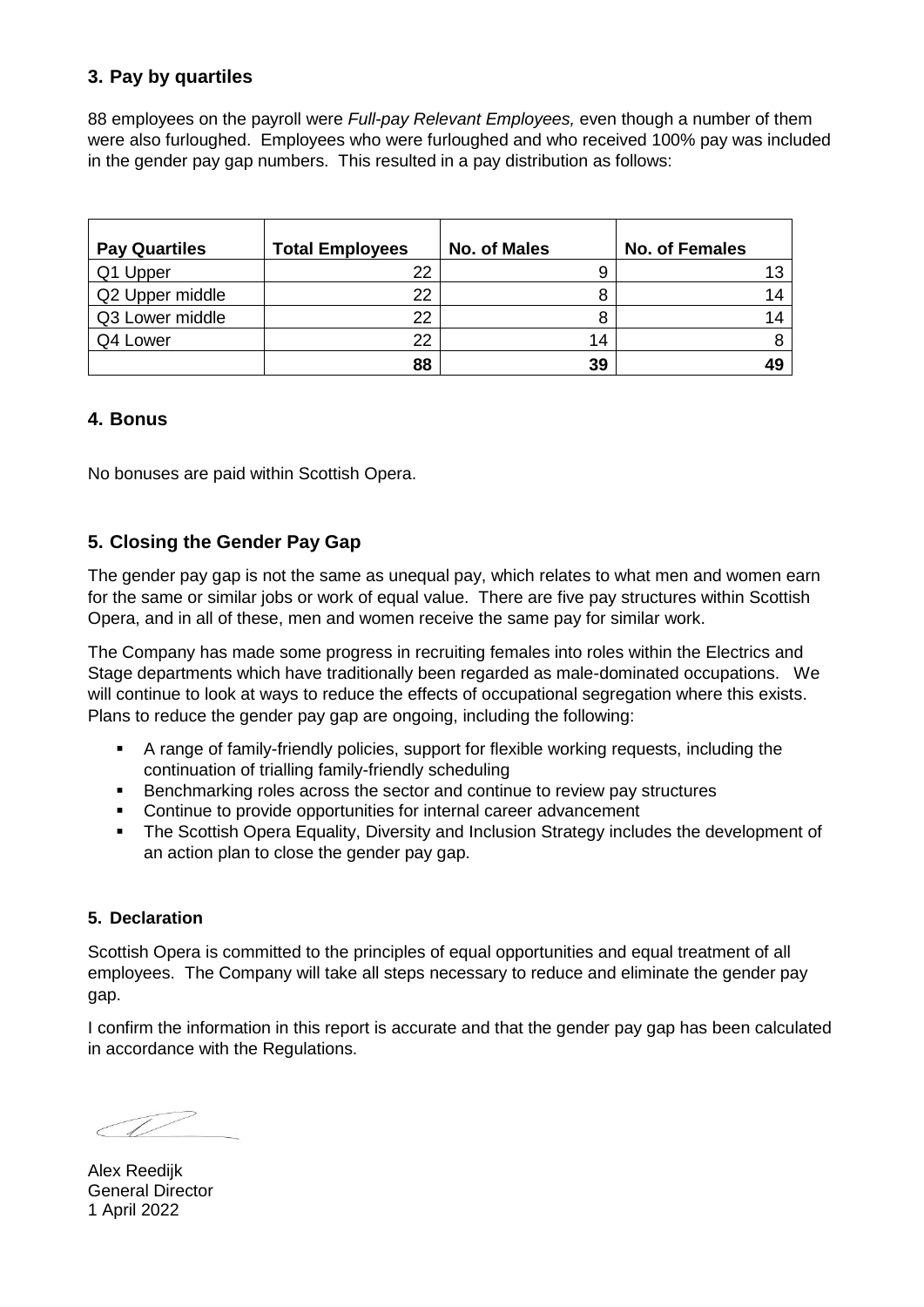## 3. Pay by quartiles

88 employees on the payroll were *Full-pay Relevant Employees,* even though a number of them were also furloughed. Employees who were furloughed and who received 100% pay was included in the gender pay gap numbers. This resulted in a pay distribution as follows:

| Pay Quartiles | Total Employees | No. of Males | No. of Females |
|---|---|---|---|
| Q1 Upper | 22 | 9 | 13 |
| Q2 Upper middle | 22 | 8 | 14 |
| Q3 Lower middle | 22 | 8 | 14 |
| Q4 Lower | 22 | 14 | 8 |
| | **88** | **39** | **49** |

## 4. Bonus

No bonuses are paid within Scottish Opera.

## 5. Closing the Gender Pay Gap

The gender pay gap is not the same as unequal pay, which relates to what men and women earn for the same or similar jobs or work of equal value. There are five pay structures within Scottish Opera, and in all of these, men and women receive the same pay for similar work.

The Company has made some progress in recruiting females into roles within the Electrics and Stage departments which have traditionally been regarded as male-dominated occupations. We will continue to look at ways to reduce the effects of occupational segregation where this exists. Plans to reduce the gender pay gap are ongoing, including the following:

- A range of family-friendly policies, support for flexible working requests, including the continuation of trialling family-friendly scheduling
- Benchmarking roles across the sector and continue to review pay structures
- Continue to provide opportunities for internal career advancement
- The Scottish Opera Equality, Diversity and Inclusion Strategy includes the development of an action plan to close the gender pay gap.

### 5. Declaration

Scottish Opera is committed to the principles of equal opportunities and equal treatment of all employees. The Company will take all steps necessary to reduce and eliminate the gender pay gap.

I confirm the information in this report is accurate and that the gender pay gap has been calculated in accordance with the Regulations.

Alex Reedijk
General Director
1 April 2022